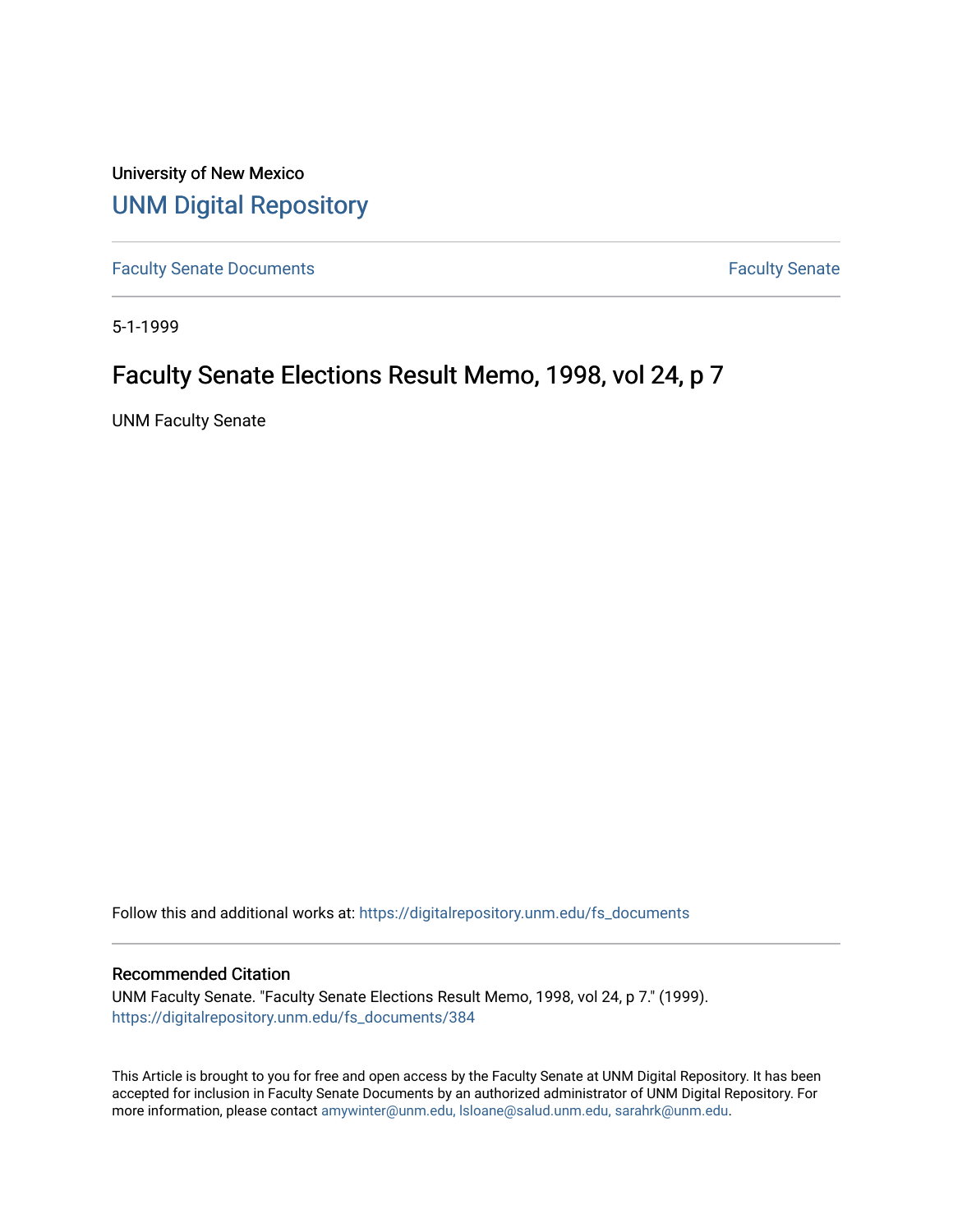University of New Mexico

# UNM Digital Repository

Faculty Senate Documents

Faculty Senate

5-1-1999

## Faculty Senate Elections Result Memo, 1998, vol 24, p 7

UNM Faculty Senate

Follow this and additional works at: https://digitalrepository.unm.edu/fs_documents

### Recommended Citation

UNM Faculty Senate. "Faculty Senate Elections Result Memo, 1998, vol 24, p 7." (1999). https://digitalrepository.unm.edu/fs_documents/384

This Article is brought to you for free and open access by the Faculty Senate at UNM Digital Repository. It has been accepted for inclusion in Faculty Senate Documents by an authorized administrator of UNM Digital Repository. For more information, please contact amywinter@unm.edu, lsloane@salud.unm.edu, sarahrk@unm.edu.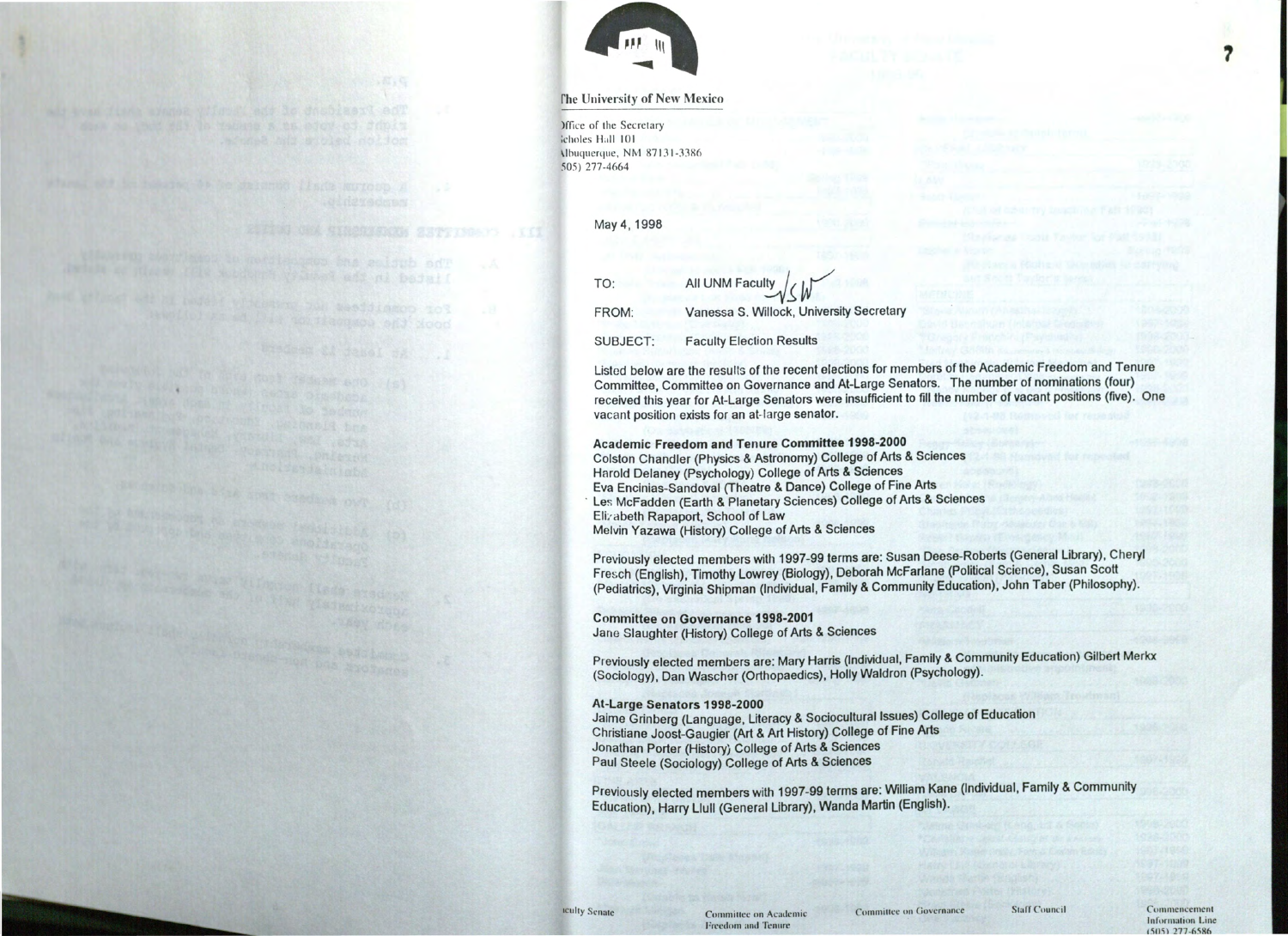The University of New Mexico

Office of the Secretary
Scholes Hall 101
Albuquerque, NM 87131-3386
(505) 277-4664

May 4, 1998

TO: All UNM Faculty

FROM: Vanessa S. Willock, University Secretary

SUBJECT: Faculty Election Results

Listed below are the results of the recent elections for members of the Academic Freedom and Tenure Committee, Committee on Governance and At-Large Senators. The number of nominations (four) received this year for At-Large Senators were insufficient to fill the number of vacant positions (five). One vacant position exists for an at-large senator.

**Academic Freedom and Tenure Committee 1998-2000**
Colston Chandler (Physics & Astronomy) College of Arts & Sciences
Harold Delaney (Psychology) College of Arts & Sciences
Eva Encinias-Sandoval (Theatre & Dance) College of Fine Arts
Les McFadden (Earth & Planetary Sciences) College of Arts & Sciences
Elizabeth Rapaport, School of Law
Melvin Yazawa (History) College of Arts & Sciences

Previously elected members with 1997-99 terms are: Susan Deese-Roberts (General Library), Cheryl Fresch (English), Timothy Lowrey (Biology), Deborah McFarlane (Political Science), Susan Scott (Pediatrics), Virginia Shipman (Individual, Family & Community Education), John Taber (Philosophy).

**Committee on Governance 1998-2001**
Jane Slaughter (History) College of Arts & Sciences

Previously elected members are: Mary Harris (Individual, Family & Community Education) Gilbert Merkx (Sociology), Dan Wascher (Orthopaedics), Holly Waldron (Psychology).

**At-Large Senators 1998-2000**
Jaime Grinberg (Language, Literacy & Sociocultural Issues) College of Education
Christiane Joost-Gaugier (Art & Art History) College of Fine Arts
Jonathan Porter (History) College of Arts & Sciences
Paul Steele (Sociology) College of Arts & Sciences

Previously elected members with 1997-99 terms are: William Kane (Individual, Family & Community Education), Harry Llull (General Library), Wanda Martin (English).

Faculty Senate — Committee on Academic Freedom and Tenure — Committee on Governance — Staff Council — Commencement Information Line (505) 277-6586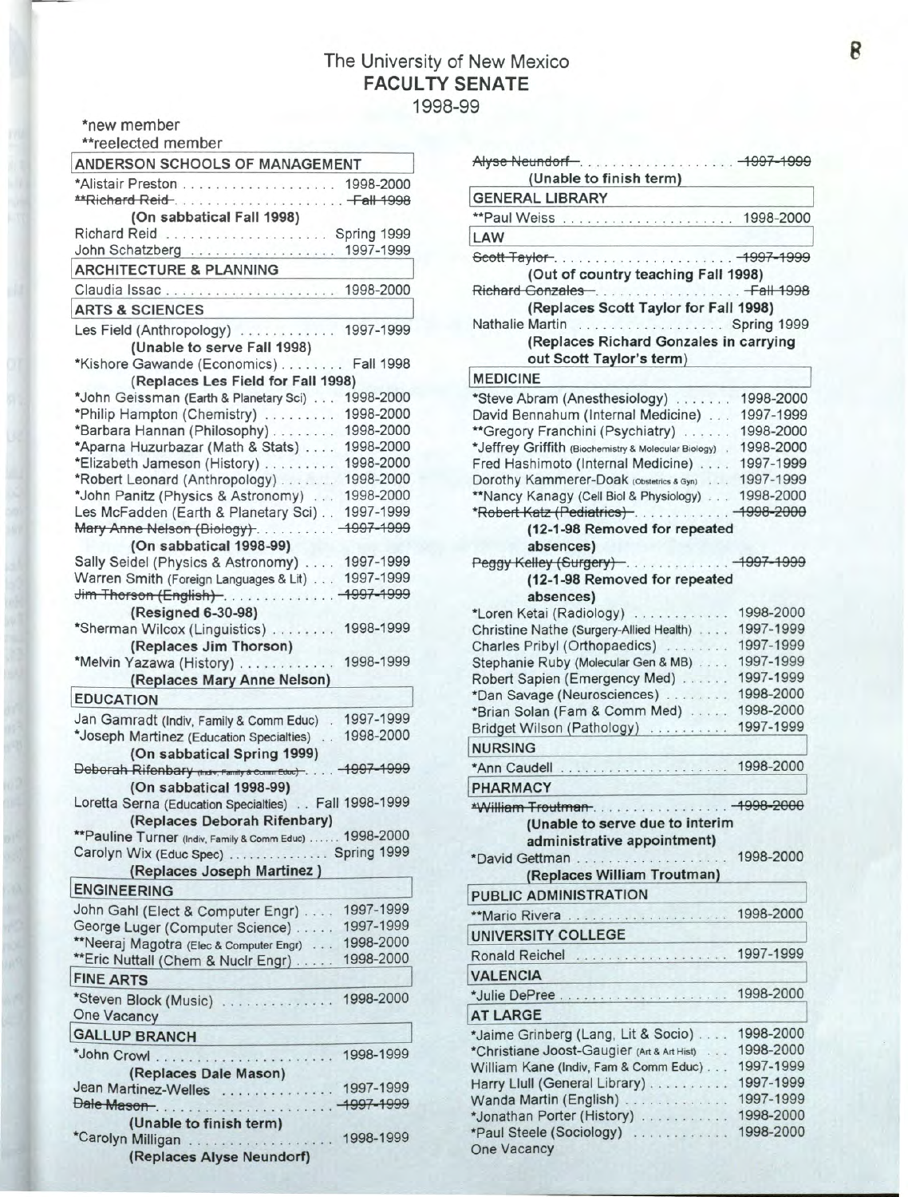# The University of New Mexico
## FACULTY SENATE
### 1998-99

*new member
**reelected member

**ANDERSON SCHOOLS OF MANAGEMENT**

*Alistair Preston . . . . . . . . . . 1998-2000
~~**Richard Reid . . . . . . . . . . Fall 1998~~
**(On sabbatical Fall 1998)**
Richard Reid . . . . . . . . . . Spring 1999
John Schatzberg . . . . . . . . . . 1997-1999

**ARCHITECTURE & PLANNING**

Claudia Issac . . . . . . . . . . 1998-2000

**ARTS & SCIENCES**

Les Field (Anthropology) . . . . . . . . . . 1997-1999
**(Unable to serve Fall 1998)**
*Kishore Gawande (Economics) . . . . . . . . Fall 1998
**(Replaces Les Field for Fall 1998)**
*John Geissman (Earth & Planetary Sci) . . . 1998-2000
*Philip Hampton (Chemistry) . . . . . . . . . 1998-2000
*Barbara Hannan (Philosophy) . . . . . . . . 1998-2000
*Aparna Huzurbazar (Math & Stats) . . . . 1998-2000
*Elizabeth Jameson (History) . . . . . . . . . 1998-2000
*Robert Leonard (Anthropology) . . . . . . . 1998-2000
*John Panitz (Physics & Astronomy) . . . 1998-2000
Les McFadden (Earth & Planetary Sci) . . 1997-1999
~~Mary Anne Nelson (Biology) . . . . . . . . . 1997-1999~~
**(On sabbatical 1998-99)**
Sally Seidel (Physics & Astronomy) . . . . 1997-1999
Warren Smith (Foreign Languages & Lit) . . . 1997-1999
~~Jim Thorson (English) . . . . . . . . . . 1997-1999~~
**(Resigned 6-30-98)**
*Sherman Wilcox (Linguistics) . . . . . . . . 1998-1999
**(Replaces Jim Thorson)**
*Melvin Yazawa (History) . . . . . . . . . . 1998-1999
**(Replaces Mary Anne Nelson)**

**EDUCATION**

Jan Gamradt (Indiv, Family & Comm Educ) . 1997-1999
*Joseph Martinez (Education Specialties) . . 1998-2000
**(On sabbatical Spring 1999)**
~~Deborah Rifenbary (Indiv, Family & Comm Educ) . . . . 1997-1999~~
**(On sabbatical 1998-99)**
Loretta Serna (Education Specialties) . . Fall 1998-1999
**(Replaces Deborah Rifenbary)**
**Pauline Turner (Indiv, Family & Comm Educ) . . . . . . 1998-2000
Carolyn Wix (Educ Spec) . . . . . . . . . . Spring 1999
**(Replaces Joseph Martinez )**

**ENGINEERING**

John Gahl (Elect & Computer Engr) . . . . 1997-1999
George Luger (Computer Science) . . . . . 1997-1999
**Neeraj Magotra (Elec & Computer Engr) . . . 1998-2000
**Eric Nuttall (Chem & Nuclr Engr) . . . . . 1998-2000

**FINE ARTS**

*Steven Block (Music) . . . . . . . . . . . . 1998-2000
One Vacancy

**GALLUP BRANCH**

*John Crowl . . . . . . . . . . . . . . . . . 1998-1999
**(Replaces Dale Mason)**
Jean Martinez-Welles . . . . . . . . . . . . 1997-1999
~~Dale Mason . . . . . . . . . . . . . . . . 1997-1999~~
**(Unable to finish term)**
*Carolyn Milligan . . . . . . . . . . . . . . 1998-1999
**(Replaces Alyse Neundorf)**
~~Alyse Neundorf . . . . . . . . . . . . . . 1997-1999~~
**(Unable to finish term)**

**GENERAL LIBRARY**

**Paul Weiss . . . . . . . . . . . . . . . . . 1998-2000

**LAW**

~~Scott Taylor . . . . . . . . . . . . . . . . 1997-1999~~
**(Out of country teaching Fall 1998)**
~~Richard Gonzales . . . . . . . . . . . . . . Fall 1998~~
**(Replaces Scott Taylor for Fall 1998)**
Nathalie Martin . . . . . . . . . . . . . . . Spring 1999
**(Replaces Richard Gonzales in carrying out Scott Taylor's term)**

**MEDICINE**

*Steve Abram (Anesthesiology) . . . . . . . 1998-2000
David Bennahum (Internal Medicine) . . . 1997-1999
**Gregory Franchini (Psychiatry) . . . . . . 1998-2000
*Jeffrey Griffith (Biochemistry & Molecular Biology) . 1998-2000
Fred Hashimoto (Internal Medicine) . . . . 1997-1999
Dorothy Kammerer-Doak (Obstetrics & Gyn) . . . 1997-1999
**Nancy Kanagy (Cell Biol & Physiology) . . . 1998-2000
~~*Robert Katz (Pediatrics) . . . . . . . . . . 1998-2000~~
**(12-1-98 Removed for repeated absences)**
~~Peggy Kelley (Surgery) . . . . . . . . . . . 1997-1999~~
**(12-1-98 Removed for repeated absences)**
*Loren Ketai (Radiology) . . . . . . . . . . . 1998-2000
Christine Nathe (Surgery-Allied Health) . . . . 1997-1999
Charles Pribyl (Orthopaedics) . . . . . . . . 1997-1999
Stephanie Ruby (Molecular Gen & MB) . . . . 1997-1999
Robert Sapien (Emergency Med) . . . . . . 1997-1999
*Dan Savage (Neurosciences) . . . . . . . . 1998-2000
*Brian Solan (Fam & Comm Med) . . . . . 1998-2000
Bridget Wilson (Pathology) . . . . . . . . . . 1997-1999

**NURSING**

*Ann Caudell . . . . . . . . . . . . . . . . . 1998-2000

**PHARMACY**

~~*William Troutman . . . . . . . . . . . . . . 1998-2000~~
**(Unable to serve due to interim administrative appointment)**
*David Gettman . . . . . . . . . . . . . . . . 1998-2000
**(Replaces William Troutman)**

**PUBLIC ADMINISTRATION**

**Mario Rivera . . . . . . . . . . . . . . . . 1998-2000

**UNIVERSITY COLLEGE**

Ronald Reichel . . . . . . . . . . . . . . . . 1997-1999

**VALENCIA**

*Julie DePree . . . . . . . . . . . . . . . . . 1998-2000

**AT LARGE**

*Jaime Grinberg (Lang, Lit & Socio) . . . . 1998-2000
*Christiane Joost-Gaugier (Art & Art Hist) . . . 1998-2000
William Kane (Indiv, Fam & Comm Educ) . . . 1997-1999
Harry Llull (General Library) . . . . . . . . . 1997-1999
Wanda Martin (English) . . . . . . . . . . . . 1997-1999
*Jonathan Porter (History) . . . . . . . . . . 1998-2000
*Paul Steele (Sociology) . . . . . . . . . . . 1998-2000
One Vacancy